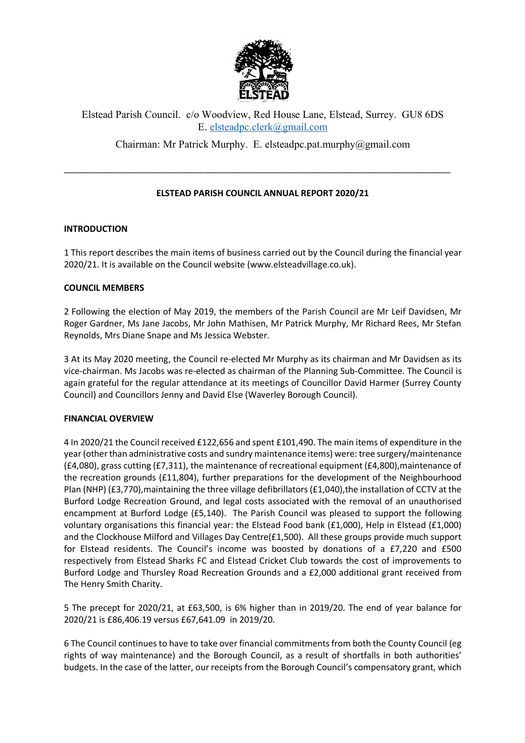Elstead Parish Council. c/o Woodview, Red House Lane, Elstead, Surrey. GU8 6DS
E. elsteadpc.clerk@gmail.com

Chairman: Mr Patrick Murphy. E. elsteadpc.pat.murphy@gmail.com

---

# ELSTEAD PARISH COUNCIL ANNUAL REPORT 2020/21

## INTRODUCTION

1 This report describes the main items of business carried out by the Council during the financial year 2020/21. It is available on the Council website (www.elsteadvillage.co.uk).

## COUNCIL MEMBERS

2 Following the election of May 2019, the members of the Parish Council are Mr Leif Davidsen, Mr Roger Gardner, Ms Jane Jacobs, Mr John Mathisen, Mr Patrick Murphy, Mr Richard Rees, Mr Stefan Reynolds, Mrs Diane Snape and Ms Jessica Webster.

3 At its May 2020 meeting, the Council re-elected Mr Murphy as its chairman and Mr Davidsen as its vice-chairman. Ms Jacobs was re-elected as chairman of the Planning Sub-Committee. The Council is again grateful for the regular attendance at its meetings of Councillor David Harmer (Surrey County Council) and Councillors Jenny and David Else (Waverley Borough Council).

## FINANCIAL OVERVIEW

4 In 2020/21 the Council received £122,656 and spent £101,490. The main items of expenditure in the year (other than administrative costs and sundry maintenance items) were: tree surgery/maintenance (£4,080), grass cutting (£7,311), the maintenance of recreational equipment (£4,800),maintenance of the recreation grounds (£11,804), further preparations for the development of the Neighbourhood Plan (NHP) (£3,770),maintaining the three village defibrillators (£1,040),the installation of CCTV at the Burford Lodge Recreation Ground, and legal costs associated with the removal of an unauthorised encampment at Burford Lodge (£5,140). The Parish Council was pleased to support the following voluntary organisations this financial year: the Elstead Food bank (£1,000), Help in Elstead (£1,000) and the Clockhouse Milford and Villages Day Centre(£1,500). All these groups provide much support for Elstead residents. The Council's income was boosted by donations of a £7,220 and £500 respectively from Elstead Sharks FC and Elstead Cricket Club towards the cost of improvements to Burford Lodge and Thursley Road Recreation Grounds and a £2,000 additional grant received from The Henry Smith Charity.

5 The precept for 2020/21, at £63,500, is 6% higher than in 2019/20. The end of year balance for 2020/21 is £86,406.19 versus £67,641.09 in 2019/20.

6 The Council continues to have to take over financial commitments from both the County Council (eg rights of way maintenance) and the Borough Council, as a result of shortfalls in both authorities' budgets. In the case of the latter, our receipts from the Borough Council's compensatory grant, which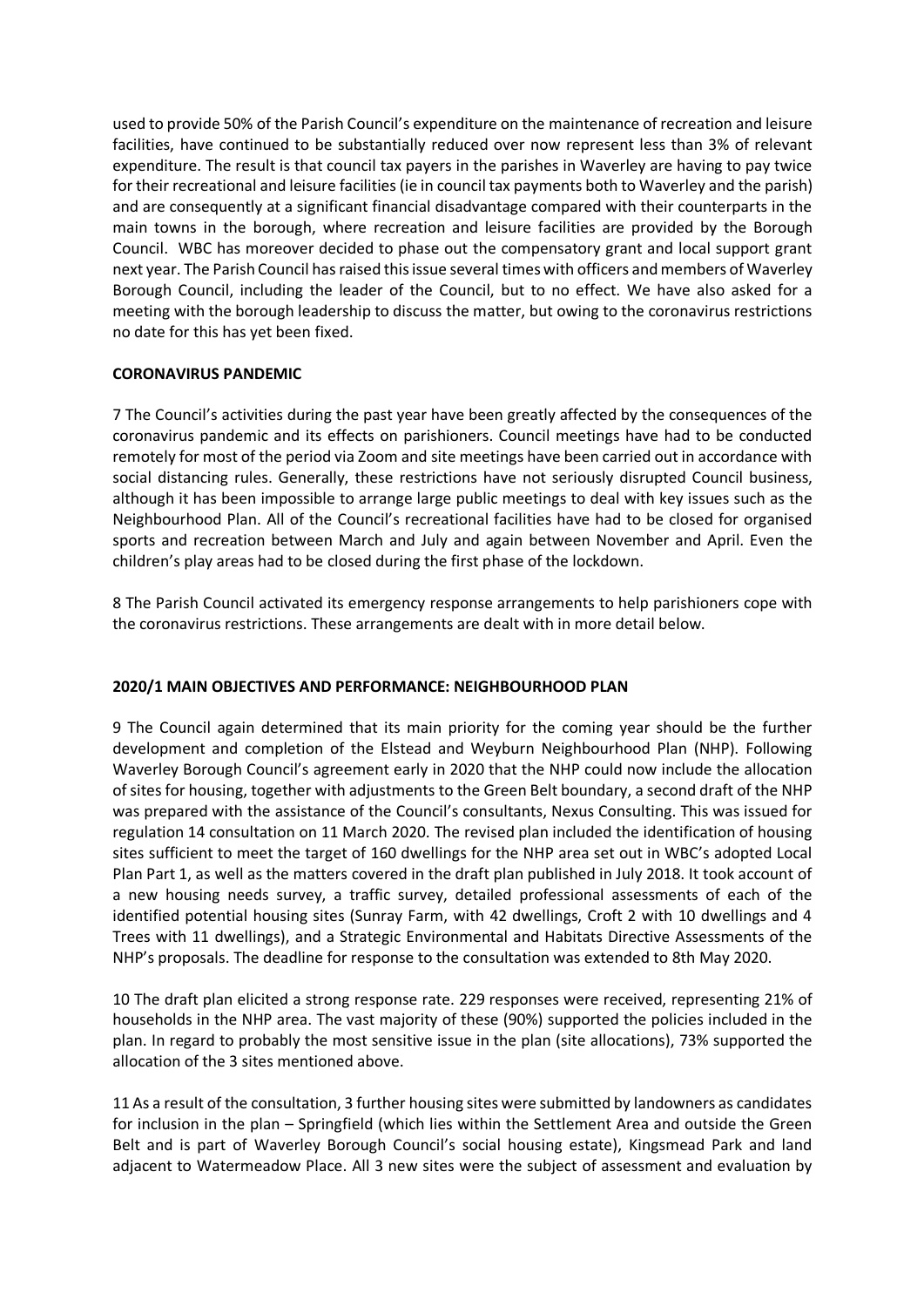used to provide 50% of the Parish Council's expenditure on the maintenance of recreation and leisure facilities, have continued to be substantially reduced over now represent less than 3% of relevant expenditure. The result is that council tax payers in the parishes in Waverley are having to pay twice for their recreational and leisure facilities (ie in council tax payments both to Waverley and the parish) and are consequently at a significant financial disadvantage compared with their counterparts in the main towns in the borough, where recreation and leisure facilities are provided by the Borough Council. WBC has moreover decided to phase out the compensatory grant and local support grant next year. The Parish Council has raised this issue several times with officers and members of Waverley Borough Council, including the leader of the Council, but to no effect. We have also asked for a meeting with the borough leadership to discuss the matter, but owing to the coronavirus restrictions no date for this has yet been fixed.

**CORONAVIRUS PANDEMIC**

7 The Council's activities during the past year have been greatly affected by the consequences of the coronavirus pandemic and its effects on parishioners. Council meetings have had to be conducted remotely for most of the period via Zoom and site meetings have been carried out in accordance with social distancing rules. Generally, these restrictions have not seriously disrupted Council business, although it has been impossible to arrange large public meetings to deal with key issues such as the Neighbourhood Plan. All of the Council's recreational facilities have had to be closed for organised sports and recreation between March and July and again between November and April. Even the children's play areas had to be closed during the first phase of the lockdown.

8 The Parish Council activated its emergency response arrangements to help parishioners cope with the coronavirus restrictions. These arrangements are dealt with in more detail below.

**2020/1 MAIN OBJECTIVES AND PERFORMANCE: NEIGHBOURHOOD PLAN**

9 The Council again determined that its main priority for the coming year should be the further development and completion of the Elstead and Weyburn Neighbourhood Plan (NHP). Following Waverley Borough Council's agreement early in 2020 that the NHP could now include the allocation of sites for housing, together with adjustments to the Green Belt boundary, a second draft of the NHP was prepared with the assistance of the Council's consultants, Nexus Consulting. This was issued for regulation 14 consultation on 11 March 2020. The revised plan included the identification of housing sites sufficient to meet the target of 160 dwellings for the NHP area set out in WBC's adopted Local Plan Part 1, as well as the matters covered in the draft plan published in July 2018. It took account of a new housing needs survey, a traffic survey, detailed professional assessments of each of the identified potential housing sites (Sunray Farm, with 42 dwellings, Croft 2 with 10 dwellings and 4 Trees with 11 dwellings), and a Strategic Environmental and Habitats Directive Assessments of the NHP's proposals. The deadline for response to the consultation was extended to 8th May 2020.

10 The draft plan elicited a strong response rate. 229 responses were received, representing 21% of households in the NHP area. The vast majority of these (90%) supported the policies included in the plan. In regard to probably the most sensitive issue in the plan (site allocations), 73% supported the allocation of the 3 sites mentioned above.

11 As a result of the consultation, 3 further housing sites were submitted by landowners as candidates for inclusion in the plan – Springfield (which lies within the Settlement Area and outside the Green Belt and is part of Waverley Borough Council's social housing estate), Kingsmead Park and land adjacent to Watermeadow Place. All 3 new sites were the subject of assessment and evaluation by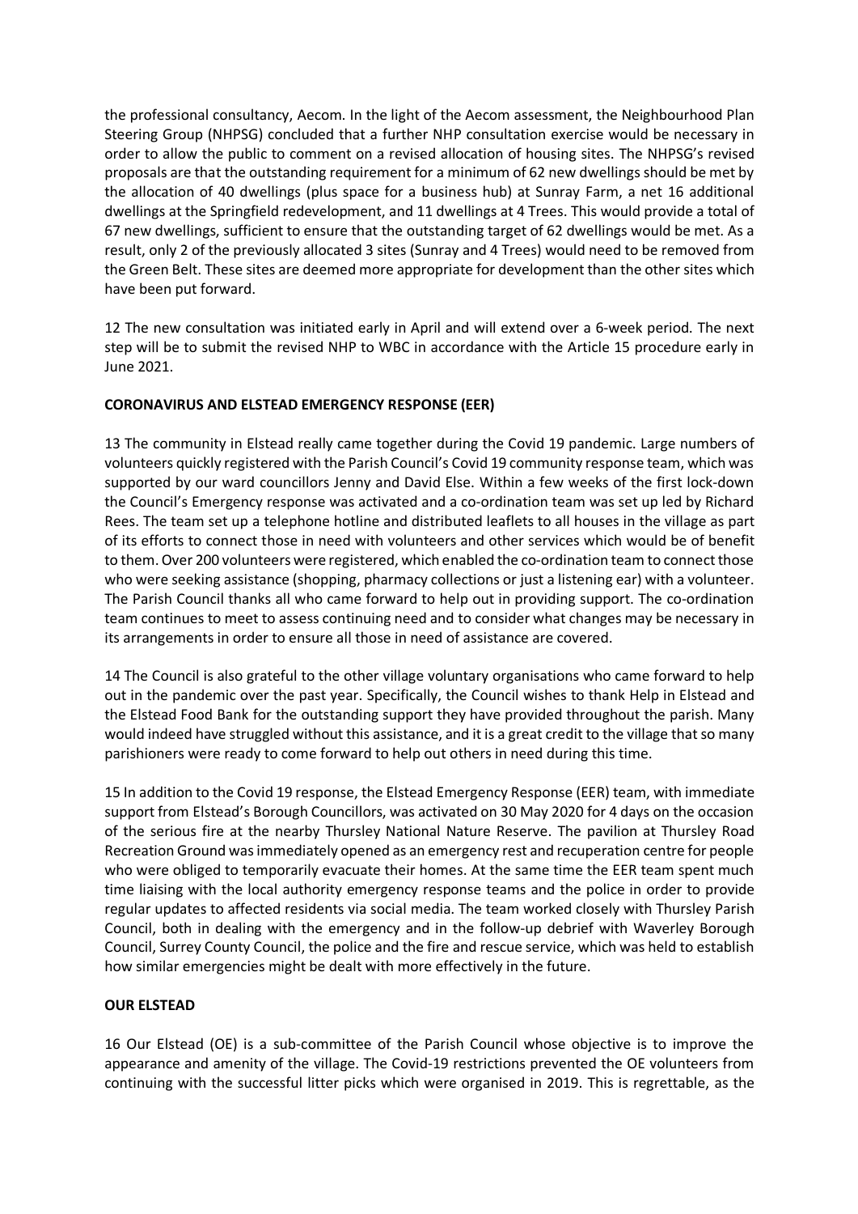the professional consultancy, Aecom. In the light of the Aecom assessment, the Neighbourhood Plan Steering Group (NHPSG) concluded that a further NHP consultation exercise would be necessary in order to allow the public to comment on a revised allocation of housing sites. The NHPSG's revised proposals are that the outstanding requirement for a minimum of 62 new dwellings should be met by the allocation of 40 dwellings (plus space for a business hub) at Sunray Farm, a net 16 additional dwellings at the Springfield redevelopment, and 11 dwellings at 4 Trees. This would provide a total of 67 new dwellings, sufficient to ensure that the outstanding target of 62 dwellings would be met. As a result, only 2 of the previously allocated 3 sites (Sunray and 4 Trees) would need to be removed from the Green Belt. These sites are deemed more appropriate for development than the other sites which have been put forward.

12 The new consultation was initiated early in April and will extend over a 6-week period. The next step will be to submit the revised NHP to WBC in accordance with the Article 15 procedure early in June 2021.

**CORONAVIRUS AND ELSTEAD EMERGENCY RESPONSE (EER)**

13 The community in Elstead really came together during the Covid 19 pandemic. Large numbers of volunteers quickly registered with the Parish Council's Covid 19 community response team, which was supported by our ward councillors Jenny and David Else. Within a few weeks of the first lock-down the Council's Emergency response was activated and a co-ordination team was set up led by Richard Rees. The team set up a telephone hotline and distributed leaflets to all houses in the village as part of its efforts to connect those in need with volunteers and other services which would be of benefit to them. Over 200 volunteers were registered, which enabled the co-ordination team to connect those who were seeking assistance (shopping, pharmacy collections or just a listening ear) with a volunteer. The Parish Council thanks all who came forward to help out in providing support. The co-ordination team continues to meet to assess continuing need and to consider what changes may be necessary in its arrangements in order to ensure all those in need of assistance are covered.

14 The Council is also grateful to the other village voluntary organisations who came forward to help out in the pandemic over the past year. Specifically, the Council wishes to thank Help in Elstead and the Elstead Food Bank for the outstanding support they have provided throughout the parish. Many would indeed have struggled without this assistance, and it is a great credit to the village that so many parishioners were ready to come forward to help out others in need during this time.

15 In addition to the Covid 19 response, the Elstead Emergency Response (EER) team, with immediate support from Elstead's Borough Councillors, was activated on 30 May 2020 for 4 days on the occasion of the serious fire at the nearby Thursley National Nature Reserve. The pavilion at Thursley Road Recreation Ground was immediately opened as an emergency rest and recuperation centre for people who were obliged to temporarily evacuate their homes. At the same time the EER team spent much time liaising with the local authority emergency response teams and the police in order to provide regular updates to affected residents via social media. The team worked closely with Thursley Parish Council, both in dealing with the emergency and in the follow-up debrief with Waverley Borough Council, Surrey County Council, the police and the fire and rescue service, which was held to establish how similar emergencies might be dealt with more effectively in the future.

**OUR ELSTEAD**

16 Our Elstead (OE) is a sub-committee of the Parish Council whose objective is to improve the appearance and amenity of the village. The Covid-19 restrictions prevented the OE volunteers from continuing with the successful litter picks which were organised in 2019. This is regrettable, as the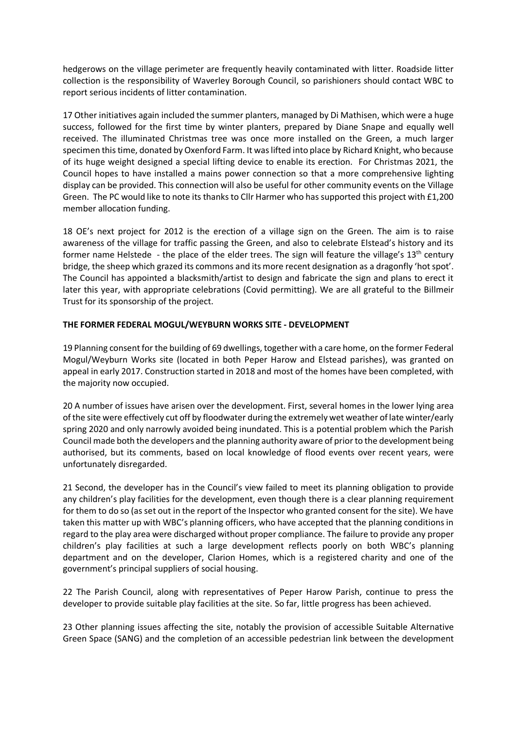hedgerows on the village perimeter are frequently heavily contaminated with litter. Roadside litter collection is the responsibility of Waverley Borough Council, so parishioners should contact WBC to report serious incidents of litter contamination.

17 Other initiatives again included the summer planters, managed by Di Mathisen, which were a huge success, followed for the first time by winter planters, prepared by Diane Snape and equally well received. The illuminated Christmas tree was once more installed on the Green, a much larger specimen this time, donated by Oxenford Farm. It was lifted into place by Richard Knight, who because of its huge weight designed a special lifting device to enable its erection. For Christmas 2021, the Council hopes to have installed a mains power connection so that a more comprehensive lighting display can be provided. This connection will also be useful for other community events on the Village Green. The PC would like to note its thanks to Cllr Harmer who has supported this project with £1,200 member allocation funding.

18 OE's next project for 2012 is the erection of a village sign on the Green. The aim is to raise awareness of the village for traffic passing the Green, and also to celebrate Elstead's history and its former name Helstede - the place of the elder trees. The sign will feature the village's 13th century bridge, the sheep which grazed its commons and its more recent designation as a dragonfly 'hot spot'. The Council has appointed a blacksmith/artist to design and fabricate the sign and plans to erect it later this year, with appropriate celebrations (Covid permitting). We are all grateful to the Billmeir Trust for its sponsorship of the project.

**THE FORMER FEDERAL MOGUL/WEYBURN WORKS SITE - DEVELOPMENT**

19 Planning consent for the building of 69 dwellings, together with a care home, on the former Federal Mogul/Weyburn Works site (located in both Peper Harow and Elstead parishes), was granted on appeal in early 2017. Construction started in 2018 and most of the homes have been completed, with the majority now occupied.

20 A number of issues have arisen over the development. First, several homes in the lower lying area of the site were effectively cut off by floodwater during the extremely wet weather of late winter/early spring 2020 and only narrowly avoided being inundated. This is a potential problem which the Parish Council made both the developers and the planning authority aware of prior to the development being authorised, but its comments, based on local knowledge of flood events over recent years, were unfortunately disregarded.

21 Second, the developer has in the Council's view failed to meet its planning obligation to provide any children's play facilities for the development, even though there is a clear planning requirement for them to do so (as set out in the report of the Inspector who granted consent for the site). We have taken this matter up with WBC's planning officers, who have accepted that the planning conditions in regard to the play area were discharged without proper compliance. The failure to provide any proper children's play facilities at such a large development reflects poorly on both WBC's planning department and on the developer, Clarion Homes, which is a registered charity and one of the government's principal suppliers of social housing.

22 The Parish Council, along with representatives of Peper Harow Parish, continue to press the developer to provide suitable play facilities at the site. So far, little progress has been achieved.

23 Other planning issues affecting the site, notably the provision of accessible Suitable Alternative Green Space (SANG) and the completion of an accessible pedestrian link between the development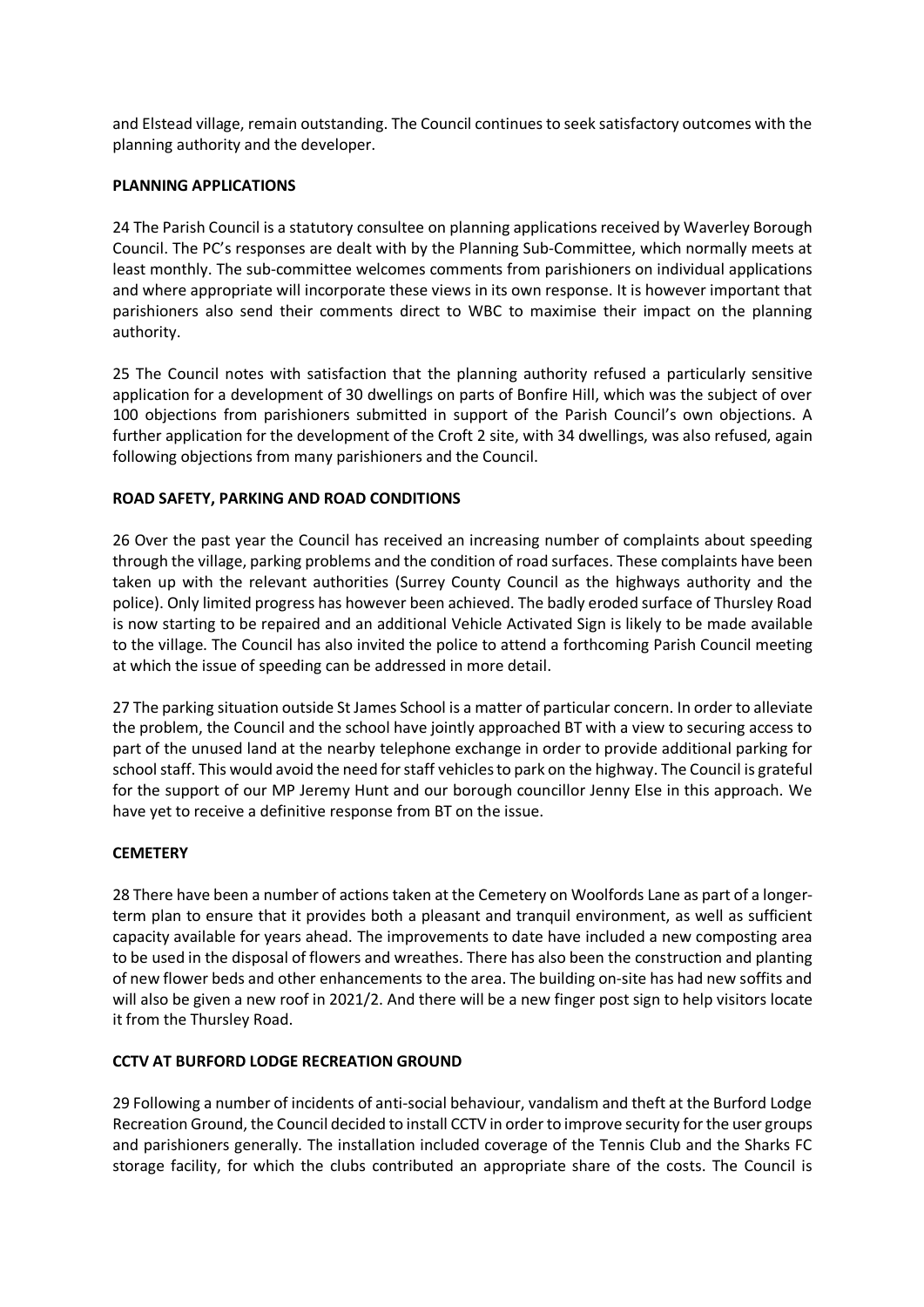and Elstead village, remain outstanding. The Council continues to seek satisfactory outcomes with the planning authority and the developer.

**PLANNING APPLICATIONS**

24 The Parish Council is a statutory consultee on planning applications received by Waverley Borough Council. The PC's responses are dealt with by the Planning Sub-Committee, which normally meets at least monthly. The sub-committee welcomes comments from parishioners on individual applications and where appropriate will incorporate these views in its own response. It is however important that parishioners also send their comments direct to WBC to maximise their impact on the planning authority.

25 The Council notes with satisfaction that the planning authority refused a particularly sensitive application for a development of 30 dwellings on parts of Bonfire Hill, which was the subject of over 100 objections from parishioners submitted in support of the Parish Council's own objections. A further application for the development of the Croft 2 site, with 34 dwellings, was also refused, again following objections from many parishioners and the Council.

**ROAD SAFETY, PARKING AND ROAD CONDITIONS**

26 Over the past year the Council has received an increasing number of complaints about speeding through the village, parking problems and the condition of road surfaces. These complaints have been taken up with the relevant authorities (Surrey County Council as the highways authority and the police). Only limited progress has however been achieved. The badly eroded surface of Thursley Road is now starting to be repaired and an additional Vehicle Activated Sign is likely to be made available to the village. The Council has also invited the police to attend a forthcoming Parish Council meeting at which the issue of speeding can be addressed in more detail.

27 The parking situation outside St James School is a matter of particular concern. In order to alleviate the problem, the Council and the school have jointly approached BT with a view to securing access to part of the unused land at the nearby telephone exchange in order to provide additional parking for school staff. This would avoid the need for staff vehicles to park on the highway. The Council is grateful for the support of our MP Jeremy Hunt and our borough councillor Jenny Else in this approach. We have yet to receive a definitive response from BT on the issue.

**CEMETERY**

28 There have been a number of actions taken at the Cemetery on Woolfords Lane as part of a longer-term plan to ensure that it provides both a pleasant and tranquil environment, as well as sufficient capacity available for years ahead. The improvements to date have included a new composting area to be used in the disposal of flowers and wreathes. There has also been the construction and planting of new flower beds and other enhancements to the area. The building on-site has had new soffits and will also be given a new roof in 2021/2. And there will be a new finger post sign to help visitors locate it from the Thursley Road.

**CCTV AT BURFORD LODGE RECREATION GROUND**

29 Following a number of incidents of anti-social behaviour, vandalism and theft at the Burford Lodge Recreation Ground, the Council decided to install CCTV in order to improve security for the user groups and parishioners generally. The installation included coverage of the Tennis Club and the Sharks FC storage facility, for which the clubs contributed an appropriate share of the costs. The Council is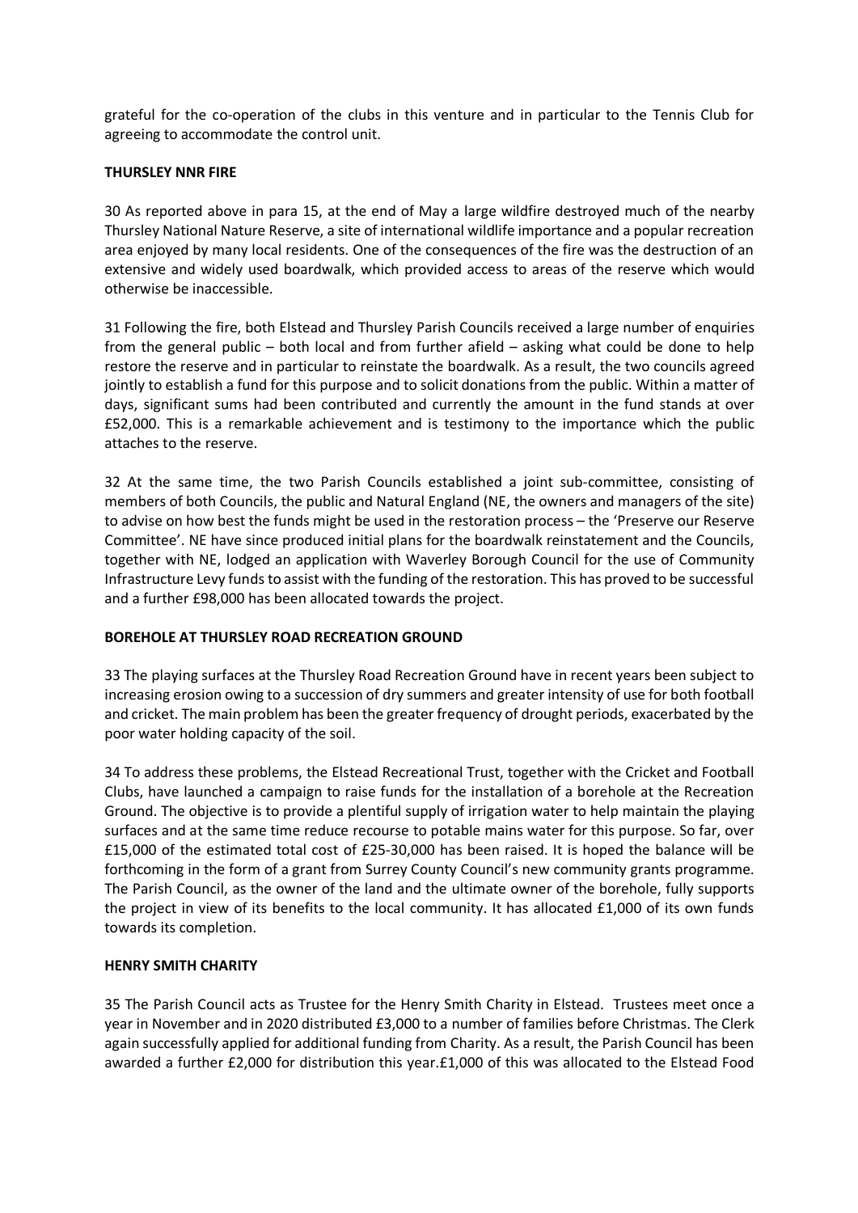grateful for the co-operation of the clubs in this venture and in particular to the Tennis Club for agreeing to accommodate the control unit.

**THURSLEY NNR FIRE**

30 As reported above in para 15, at the end of May a large wildfire destroyed much of the nearby Thursley National Nature Reserve, a site of international wildlife importance and a popular recreation area enjoyed by many local residents. One of the consequences of the fire was the destruction of an extensive and widely used boardwalk, which provided access to areas of the reserve which would otherwise be inaccessible.

31 Following the fire, both Elstead and Thursley Parish Councils received a large number of enquiries from the general public – both local and from further afield – asking what could be done to help restore the reserve and in particular to reinstate the boardwalk. As a result, the two councils agreed jointly to establish a fund for this purpose and to solicit donations from the public. Within a matter of days, significant sums had been contributed and currently the amount in the fund stands at over £52,000. This is a remarkable achievement and is testimony to the importance which the public attaches to the reserve.

32 At the same time, the two Parish Councils established a joint sub-committee, consisting of members of both Councils, the public and Natural England (NE, the owners and managers of the site) to advise on how best the funds might be used in the restoration process – the 'Preserve our Reserve Committee'. NE have since produced initial plans for the boardwalk reinstatement and the Councils, together with NE, lodged an application with Waverley Borough Council for the use of Community Infrastructure Levy funds to assist with the funding of the restoration. This has proved to be successful and a further £98,000 has been allocated towards the project.

**BOREHOLE AT THURSLEY ROAD RECREATION GROUND**

33 The playing surfaces at the Thursley Road Recreation Ground have in recent years been subject to increasing erosion owing to a succession of dry summers and greater intensity of use for both football and cricket. The main problem has been the greater frequency of drought periods, exacerbated by the poor water holding capacity of the soil.

34 To address these problems, the Elstead Recreational Trust, together with the Cricket and Football Clubs, have launched a campaign to raise funds for the installation of a borehole at the Recreation Ground. The objective is to provide a plentiful supply of irrigation water to help maintain the playing surfaces and at the same time reduce recourse to potable mains water for this purpose. So far, over £15,000 of the estimated total cost of £25-30,000 has been raised. It is hoped the balance will be forthcoming in the form of a grant from Surrey County Council's new community grants programme. The Parish Council, as the owner of the land and the ultimate owner of the borehole, fully supports the project in view of its benefits to the local community. It has allocated £1,000 of its own funds towards its completion.

**HENRY SMITH CHARITY**

35 The Parish Council acts as Trustee for the Henry Smith Charity in Elstead. Trustees meet once a year in November and in 2020 distributed £3,000 to a number of families before Christmas. The Clerk again successfully applied for additional funding from Charity. As a result, the Parish Council has been awarded a further £2,000 for distribution this year.£1,000 of this was allocated to the Elstead Food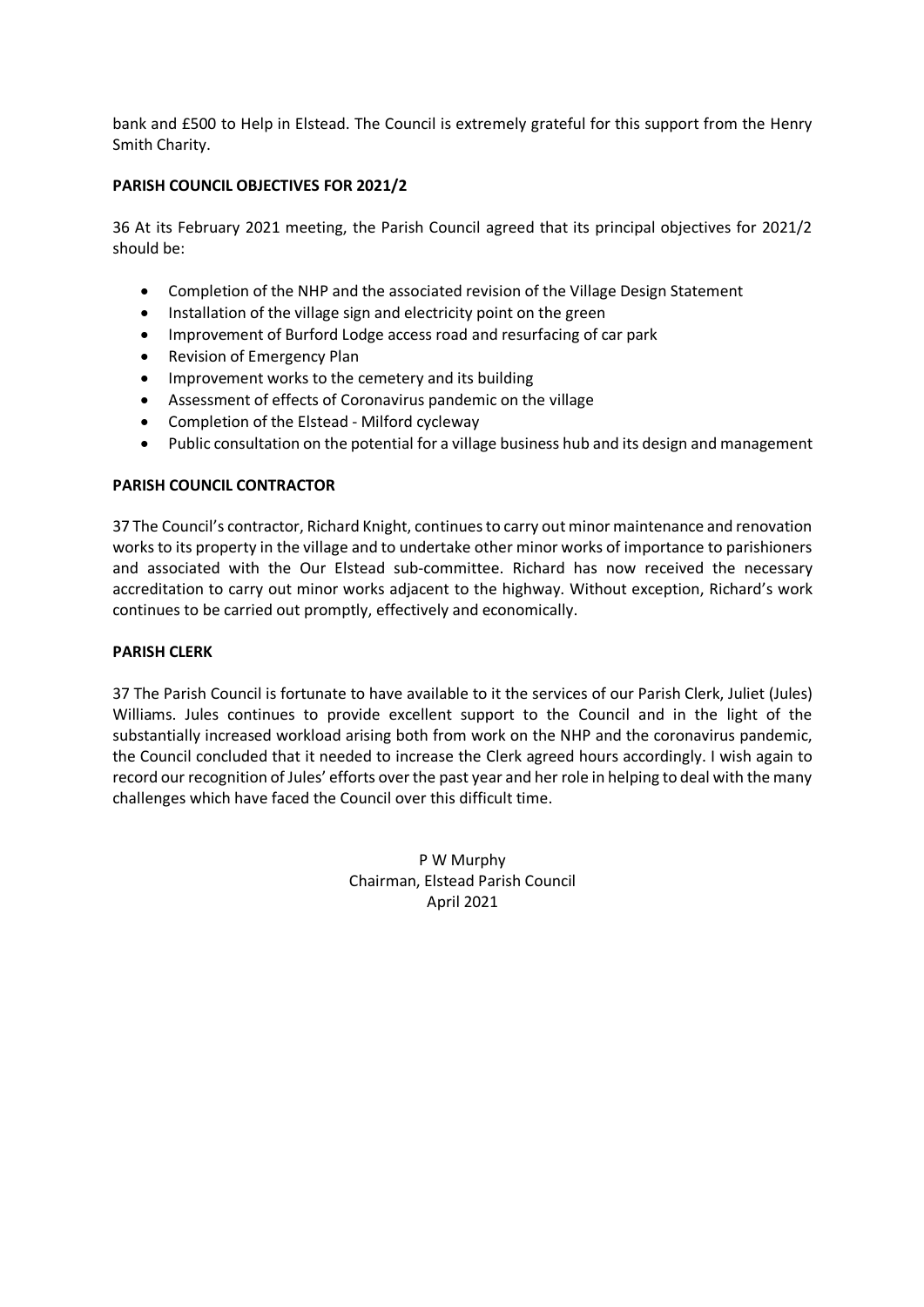bank and £500 to Help in Elstead. The Council is extremely grateful for this support from the Henry Smith Charity.

**PARISH COUNCIL OBJECTIVES FOR 2021/2**

36 At its February 2021 meeting, the Parish Council agreed that its principal objectives for 2021/2 should be:

- Completion of the NHP and the associated revision of the Village Design Statement
- Installation of the village sign and electricity point on the green
- Improvement of Burford Lodge access road and resurfacing of car park
- Revision of Emergency Plan
- Improvement works to the cemetery and its building
- Assessment of effects of Coronavirus pandemic on the village
- Completion of the Elstead - Milford cycleway
- Public consultation on the potential for a village business hub and its design and management

**PARISH COUNCIL CONTRACTOR**

37 The Council's contractor, Richard Knight, continues to carry out minor maintenance and renovation works to its property in the village and to undertake other minor works of importance to parishioners and associated with the Our Elstead sub-committee. Richard has now received the necessary accreditation to carry out minor works adjacent to the highway. Without exception, Richard's work continues to be carried out promptly, effectively and economically.

**PARISH CLERK**

37 The Parish Council is fortunate to have available to it the services of our Parish Clerk, Juliet (Jules) Williams. Jules continues to provide excellent support to the Council and in the light of the substantially increased workload arising both from work on the NHP and the coronavirus pandemic, the Council concluded that it needed to increase the Clerk agreed hours accordingly. I wish again to record our recognition of Jules' efforts over the past year and her role in helping to deal with the many challenges which have faced the Council over this difficult time.

P W Murphy
Chairman, Elstead Parish Council
April 2021